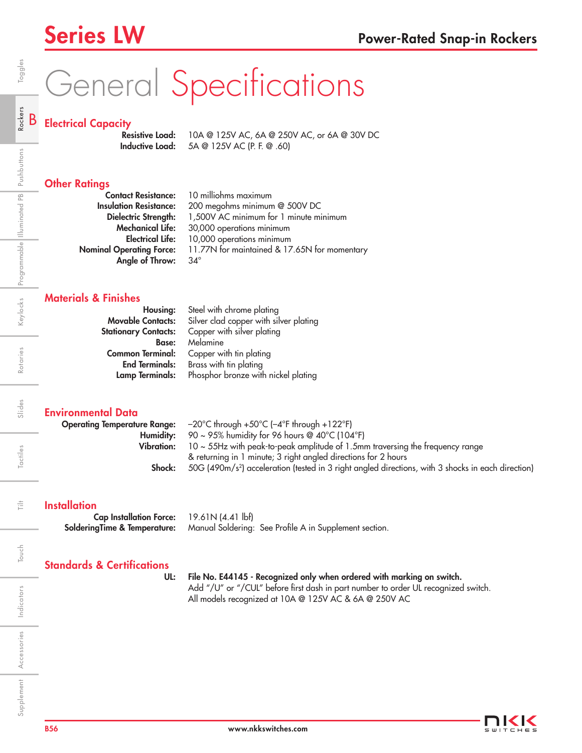# Series LW

## Power-Rated Snap-in Rockers

# General Specifications

### Electrical Capacity

**Resistive Load:** 10A @ 125V AC, 6A @ 250V AC, or 6A @ 30V DC
**Inductive Load:** 5A @ 125V AC (P. F. @ .60)

### Other Ratings

**Contact Resistance:** 10 milliohms maximum
**Insulation Resistance:** 200 megohms minimum @ 500V DC
**Dielectric Strength:** 1,500V AC minimum for 1 minute minimum
**Mechanical Life:** 30,000 operations minimum
**Electrical Life:** 10,000 operations minimum
**Nominal Operating Force:** 11.77N for maintained & 17.65N for momentary
**Angle of Throw:** 34°

### Materials & Finishes

**Housing:** Steel with chrome plating
**Movable Contacts:** Silver clad copper with silver plating
**Stationary Contacts:** Copper with silver plating
**Base:** Melamine
**Common Terminal:** Copper with tin plating
**End Terminals:** Brass with tin plating
**Lamp Terminals:** Phosphor bronze with nickel plating

### Environmental Data

**Operating Temperature Range:** –20°C through +50°C (–4°F through +122°F)
**Humidity:** 90 ~ 95% humidity for 96 hours @ 40°C (104°F)
**Vibration:** 10 ~ 55Hz with peak-to-peak amplitude of 1.5mm traversing the frequency range & returning in 1 minute; 3 right angled directions for 2 hours
**Shock:** 50G (490m/s²) acceleration (tested in 3 right angled directions, with 3 shocks in each direction)

### Installation

**Cap Installation Force:** 19.61N (4.41 lbf)
**SolderingTime & Temperature:** Manual Soldering: See Profile A in Supplement section.

### Standards & Certifications

**UL:** **File No. E44145 - Recognized only when ordered with marking on switch.**
Add "/U" or "/CUL" before first dash in part number to order UL recognized switch.
All models recognized at 10A @ 125V AC & 6A @ 250V AC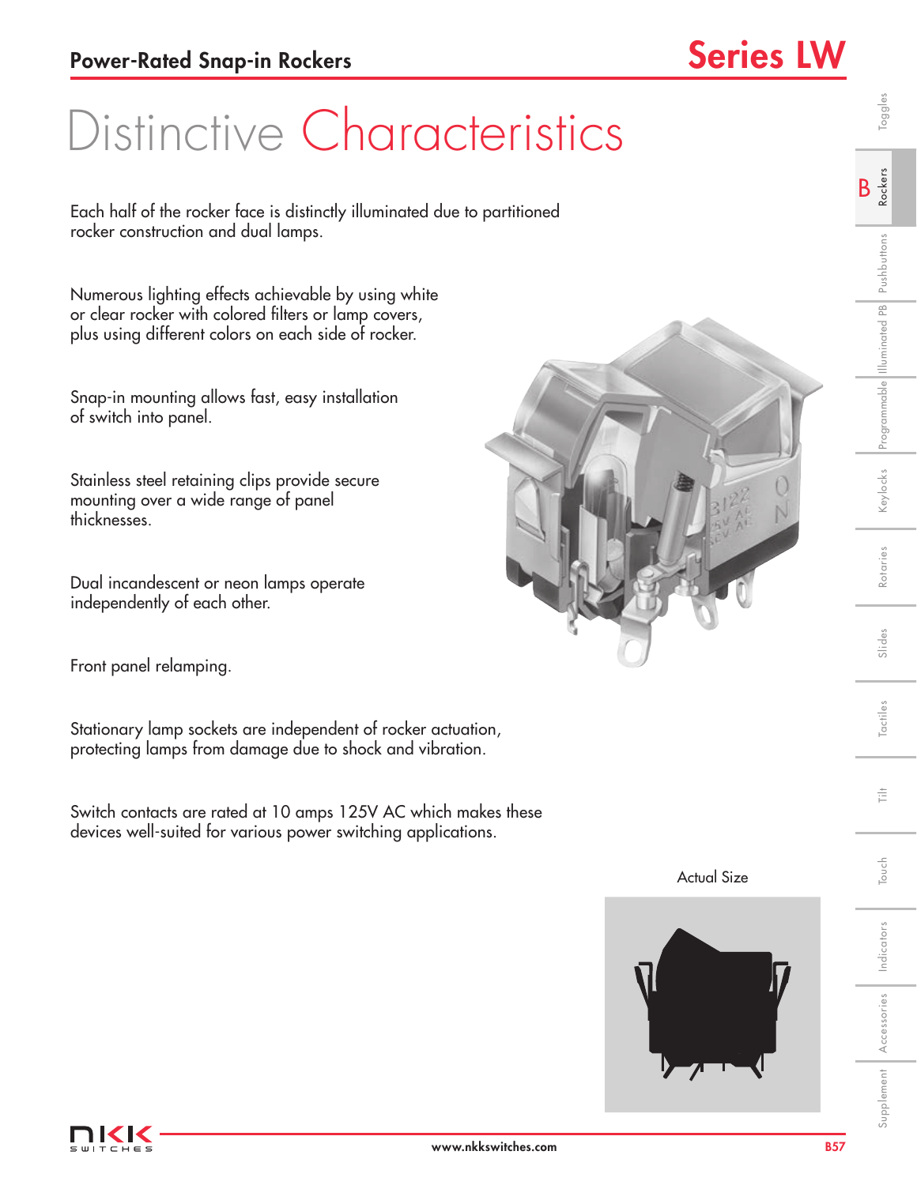# Distinctive Characteristics

Each half of the rocker face is distinctly illuminated due to partitioned rocker construction and dual lamps.

Numerous lighting effects achievable by using white or clear rocker with colored filters or lamp covers, plus using different colors on each side of rocker.

Snap-in mounting allows fast, easy installation of switch into panel.

Stainless steel retaining clips provide secure mounting over a wide range of panel thicknesses.

Dual incandescent or neon lamps operate independently of each other.

Front panel relamping.

Stationary lamp sockets are independent of rocker actuation, protecting lamps from damage due to shock and vibration.

Switch contacts are rated at 10 amps 125V AC which makes these devices well-suited for various power switching applications.

Actual Size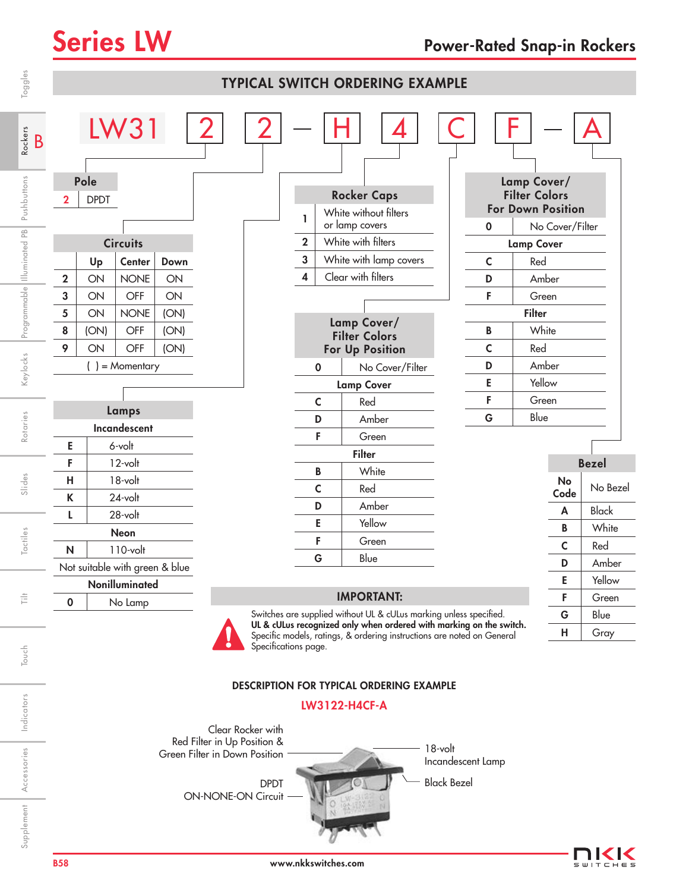# Series LW

## Power-Rated Snap-in Rockers

### TYPICAL SWITCH ORDERING EXAMPLE

LW31 | 2 | 2 — H | 4 | C | F — A

**Pole**

| Code | Pole |
|---|---|
| 2 | DPDT |

**Circuits**

| | Up | Center | Down |
|---|---|---|---|
| 2 | ON | NONE | ON |
| 3 | ON | OFF | ON |
| 5 | ON | NONE | (ON) |
| 8 | (ON) | OFF | (ON) |
| 9 | ON | OFF | (ON) |

( ) = Momentary

**Lamps**

| Code | Lamps |
|---|---|
| **Incandescent** | |
| E | 6-volt |
| F | 12-volt |
| H | 18-volt |
| K | 24-volt |
| L | 28-volt |
| **Neon** | |
| N | 110-volt |
| Not suitable with green & blue | |
| **Nonilluminated** | |
| 0 | No Lamp |

**Rocker Caps**

| Code | Rocker Caps |
|---|---|
| 1 | White without filters or lamp covers |
| 2 | White with filters |
| 3 | White with lamp covers |
| 4 | Clear with filters |

**Lamp Cover/ Filter Colors For Up Position**

| Code | Color |
|---|---|
| 0 | No Cover/Filter |
| **Lamp Cover** | |
| C | Red |
| D | Amber |
| F | Green |
| **Filter** | |
| B | White |
| C | Red |
| D | Amber |
| E | Yellow |
| F | Green |
| G | Blue |

**Lamp Cover/ Filter Colors For Down Position**

| Code | Color |
|---|---|
| 0 | No Cover/Filter |
| **Lamp Cover** | |
| C | Red |
| D | Amber |
| F | Green |
| **Filter** | |
| B | White |
| C | Red |
| D | Amber |
| E | Yellow |
| F | Green |
| G | Blue |

**Bezel**

| Code | Bezel |
|---|---|
| No Code | No Bezel |
| A | Black |
| B | White |
| C | Red |
| D | Amber |
| E | Yellow |
| F | Green |
| G | Blue |
| H | Gray |

**IMPORTANT:**

Switches are supplied without UL & cULus marking unless specified.
**UL & cULus recognized only when ordered with marking on the switch.**
Specific models, ratings, & ordering instructions are noted on General Specifications page.

### DESCRIPTION FOR TYPICAL ORDERING EXAMPLE

LW3122-H4CF-A

- Clear Rocker with Red Filter in Up Position & Green Filter in Down Position
- DPDT ON-NONE-ON Circuit
- 18-volt Incandescent Lamp
- Black Bezel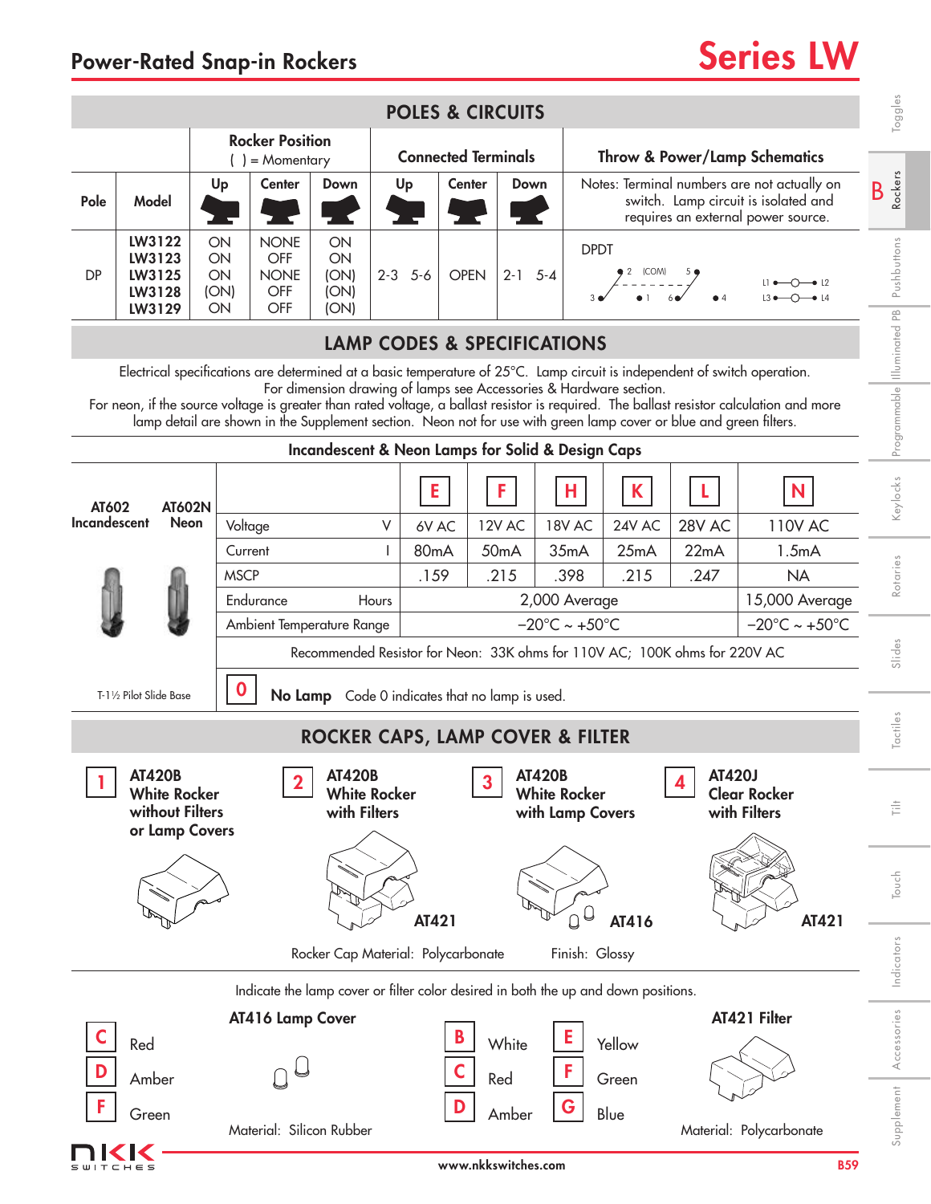## Power-Rated Snap-in Rockers

# Series LW

## POLES & CIRCUITS

| Pole | Model | Rocker Position ( ) = Momentary Up | Center | Down | Connected Terminals Up | Center | Down | Throw & Power/Lamp Schematics |
|---|---|---|---|---|---|---|---|---|
| | | | | | | | | Notes: Terminal numbers are not actually on switch. Lamp circuit is isolated and requires an external power source. |
| DP | LW3122 | ON | NONE | ON | 2-3 5-6 | OPEN | 2-1 5-4 | DPDT |
| | LW3123 | ON | OFF | ON | | | | |
| | LW3125 | ON | NONE | (ON) | | | | |
| | LW3128 | (ON) | OFF | (ON) | | | | |
| | LW3129 | ON | OFF | (ON) | | | | |

2 (COM) 5 — 3 1 6 4 — L1 L2 — L3 L4

## LAMP CODES & SPECIFICATIONS

Electrical specifications are determined at a basic temperature of 25°C. Lamp circuit is independent of switch operation. For dimension drawing of lamps see Accessories & Hardware section.
For neon, if the source voltage is greater than rated voltage, a ballast resistor is required. The ballast resistor calculation and more lamp detail are shown in the Supplement section. Neon not for use with green lamp cover or blue and green filters.

### Incandescent & Neon Lamps for Solid & Design Caps

AT602 Incandescent — AT602N Neon

T-1½ Pilot Slide Base

| | | E | F | H | K | L | N |
|---|---|---|---|---|---|---|---|
| Voltage | V | 6V AC | 12V AC | 18V AC | 24V AC | 28V AC | 110V AC |
| Current | I | 80mA | 50mA | 35mA | 25mA | 22mA | 1.5mA |
| MSCP | | .159 | .215 | .398 | .215 | .247 | NA |
| Endurance | Hours | 2,000 Average | | | | | 15,000 Average |
| Ambient Temperature Range | | −20°C ~ +50°C | | | | | −20°C ~ +50°C |

Recommended Resistor for Neon: 33K ohms for 110V AC; 100K ohms for 220V AC

**0** **No Lamp** Code 0 indicates that no lamp is used.

## ROCKER CAPS, LAMP COVER & FILTER

**1** AT420B White Rocker without Filters or Lamp Covers

**2** AT420B White Rocker with Filters — AT421

**3** AT420B White Rocker with Lamp Covers — AT416

**4** AT420J Clear Rocker with Filters — AT421

Rocker Cap Material: Polycarbonate    Finish: Glossy

Indicate the lamp cover or filter color desired in both the up and down positions.

**AT416 Lamp Cover**

- **C** Red
- **D** Amber
- **F** Green

Material: Silicon Rubber

**AT421 Filter**

- **B** White
- **C** Red
- **D** Amber
- **E** Yellow
- **F** Green
- **G** Blue

Material: Polycarbonate

www.nkkswitches.com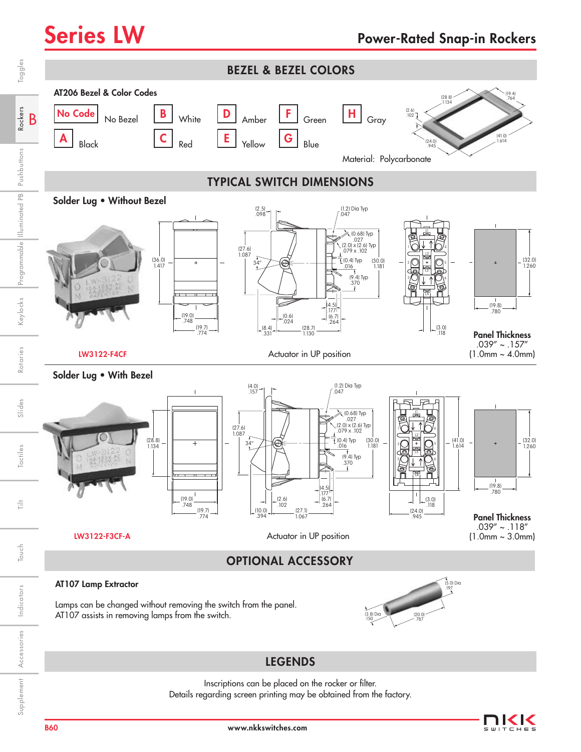# Series LW

## Power-Rated Snap-in Rockers

## BEZEL & BEZEL COLORS

### AT206 Bezel & Color Codes

| | | | | | | | | | |
|---|---|---|---|---|---|---|---|---|---|
| No Code | No Bezel | B | White | D | Amber | F | Green | H | Gray |
| A | Black | C | Red | E | Yellow | G | Blue | | |

(28.8) 1.134
(19.4) .764
(2.6) .102
(24.0) .945
(41.0) 1.614

Material: Polycarbonate

## TYPICAL SWITCH DIMENSIONS

### Solder Lug • Without Bezel

LW3122-F4CF

(36.0) 1.417
(19.0) .748
(19.7) .774
(2.5) .098
(1.2) Dia Typ .047
(0.68) Typ .027
(2.0) x (2.6) Typ .079 x .102
(27.6) 1.087
34°
(0.4) Typ .016
(30.0) 1.181
(9.4) Typ .370
(4.5) .177
(6.7) .264
(0.6) .024
(8.4) .331
(28.7) 1.130
(3.0) .118
(32.0) 1.260
(19.8) .780

Actuator in UP position

**Panel Thickness**
.039″ ~ .157″
(1.0mm ~ 4.0mm)

### Solder Lug • With Bezel

LW3122-F3CF-A

(28.8) 1.134
(19.0) .748
(19.7) .774
(4.0) .157
(1.2) Dia Typ .047
(0.68) Typ .027
(2.0) x (2.6) Typ .079 x .102
(27.6) 1.087
34°
(0.4) Typ .016
(30.0) 1.181
(9.4) Typ .370
(4.5) .177
(6.7) .264
(2.6) .102
(10.0) .394
(27.1) 1.067
(41.0) 1.614
(3.0) .118
(24.0) .945
(32.0) 1.260
(19.8) .780

Actuator in UP position

**Panel Thickness**
.039″ ~ .118″
(1.0mm ~ 3.0mm)

## OPTIONAL ACCESSORY

### AT107 Lamp Extractor

Lamps can be changed without removing the switch from the panel.
AT107 assists in removing lamps from the switch.

(5.0) Dia .197
(3.8) Dia .150
(20.0) .787

## LEGENDS

Inscriptions can be placed on the rocker or filter.
Details regarding screen printing may be obtained from the factory.